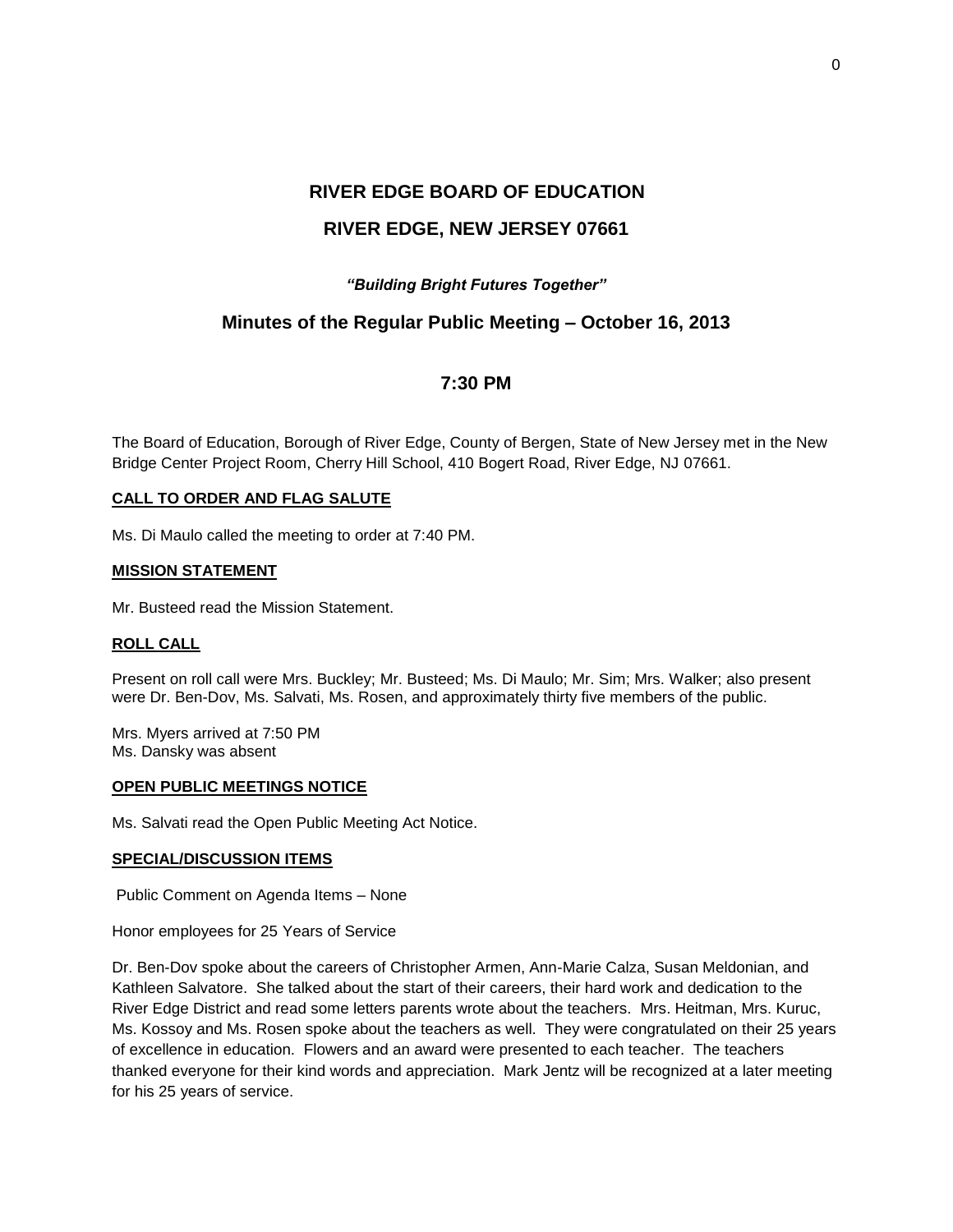# RIVER EDGE BOARD OF EDUCATION

# RIVER EDGE, NEW JERSEY 07661

***"Building Bright Futures Together"***

## Minutes of the Regular Public Meeting – October 16, 2013

## 7:30 PM

The Board of Education, Borough of River Edge, County of Bergen, State of New Jersey met in the New Bridge Center Project Room, Cherry Hill School, 410 Bogert Road, River Edge, NJ 07661.

### CALL TO ORDER AND FLAG SALUTE

Ms. Di Maulo called the meeting to order at 7:40 PM.

### MISSION STATEMENT

Mr. Busteed read the Mission Statement.

### ROLL CALL

Present on roll call were Mrs. Buckley; Mr. Busteed; Ms. Di Maulo; Mr. Sim; Mrs. Walker; also present were Dr. Ben-Dov, Ms. Salvati, Ms. Rosen, and approximately thirty five members of the public.

Mrs. Myers arrived at 7:50 PM
Ms. Dansky was absent

### OPEN PUBLIC MEETINGS NOTICE

Ms. Salvati read the Open Public Meeting Act Notice.

### SPECIAL/DISCUSSION ITEMS

Public Comment on Agenda Items – None

Honor employees for 25 Years of Service

Dr. Ben-Dov spoke about the careers of Christopher Armen, Ann-Marie Calza, Susan Meldonian, and Kathleen Salvatore. She talked about the start of their careers, their hard work and dedication to the River Edge District and read some letters parents wrote about the teachers. Mrs. Heitman, Mrs. Kuruc, Ms. Kossoy and Ms. Rosen spoke about the teachers as well. They were congratulated on their 25 years of excellence in education. Flowers and an award were presented to each teacher. The teachers thanked everyone for their kind words and appreciation. Mark Jentz will be recognized at a later meeting for his 25 years of service.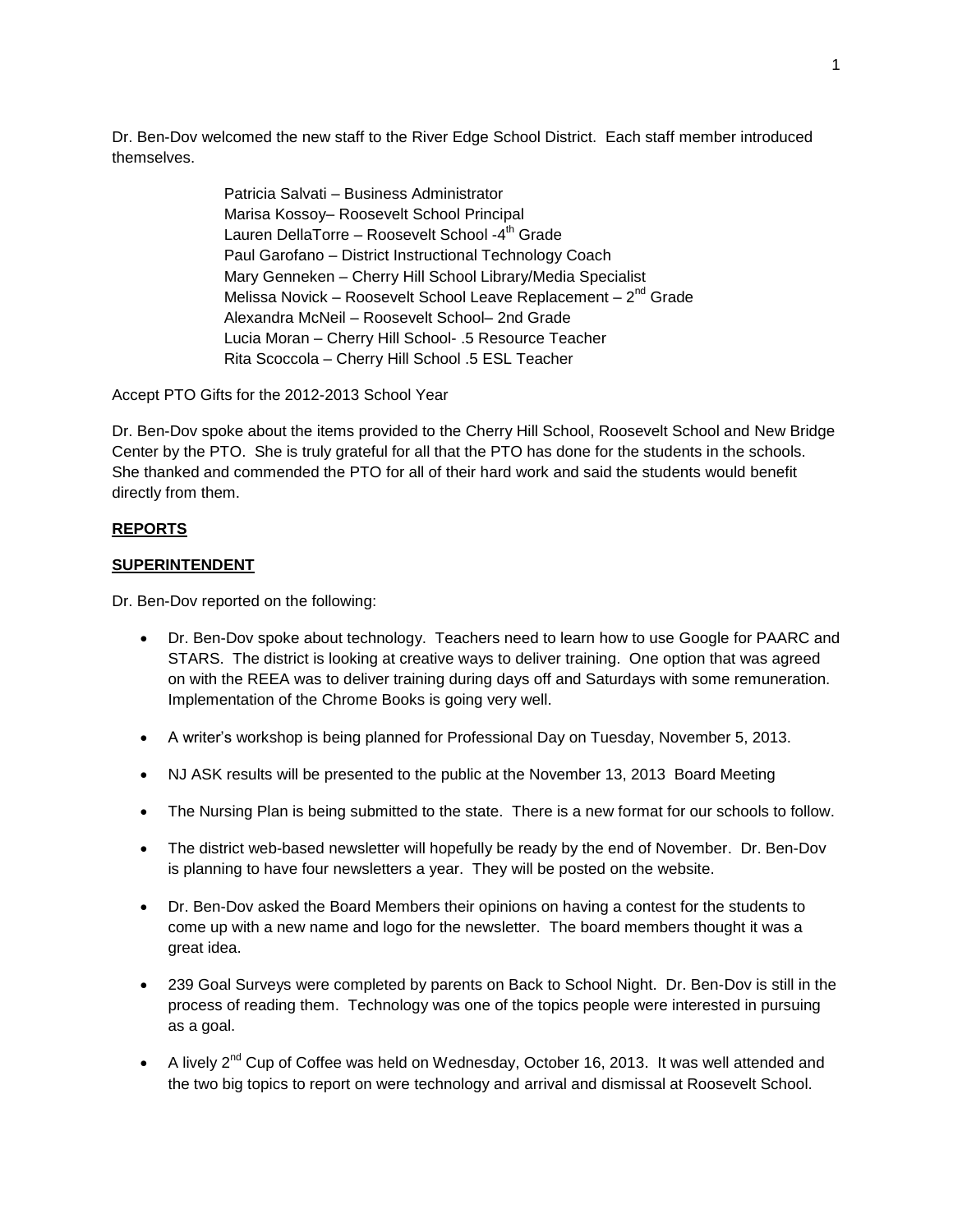Dr. Ben-Dov welcomed the new staff to the River Edge School District. Each staff member introduced themselves.

Patricia Salvati – Business Administrator
Marisa Kossoy– Roosevelt School Principal
Lauren DellaTorre – Roosevelt School -4th Grade
Paul Garofano – District Instructional Technology Coach
Mary Genneken – Cherry Hill School Library/Media Specialist
Melissa Novick – Roosevelt School Leave Replacement – 2nd Grade
Alexandra McNeil – Roosevelt School– 2nd Grade
Lucia Moran – Cherry Hill School- .5 Resource Teacher
Rita Scoccola – Cherry Hill School .5 ESL Teacher

Accept PTO Gifts for the 2012-2013 School Year

Dr. Ben-Dov spoke about the items provided to the Cherry Hill School, Roosevelt School and New Bridge Center by the PTO. She is truly grateful for all that the PTO has done for the students in the schools. She thanked and commended the PTO for all of their hard work and said the students would benefit directly from them.

**REPORTS**

**SUPERINTENDENT**

Dr. Ben-Dov reported on the following:

- Dr. Ben-Dov spoke about technology. Teachers need to learn how to use Google for PAARC and STARS. The district is looking at creative ways to deliver training. One option that was agreed on with the REEA was to deliver training during days off and Saturdays with some remuneration. Implementation of the Chrome Books is going very well.
- A writer's workshop is being planned for Professional Day on Tuesday, November 5, 2013.
- NJ ASK results will be presented to the public at the November 13, 2013 Board Meeting
- The Nursing Plan is being submitted to the state. There is a new format for our schools to follow.
- The district web-based newsletter will hopefully be ready by the end of November. Dr. Ben-Dov is planning to have four newsletters a year. They will be posted on the website.
- Dr. Ben-Dov asked the Board Members their opinions on having a contest for the students to come up with a new name and logo for the newsletter. The board members thought it was a great idea.
- 239 Goal Surveys were completed by parents on Back to School Night. Dr. Ben-Dov is still in the process of reading them. Technology was one of the topics people were interested in pursuing as a goal.
- A lively 2nd Cup of Coffee was held on Wednesday, October 16, 2013. It was well attended and the two big topics to report on were technology and arrival and dismissal at Roosevelt School.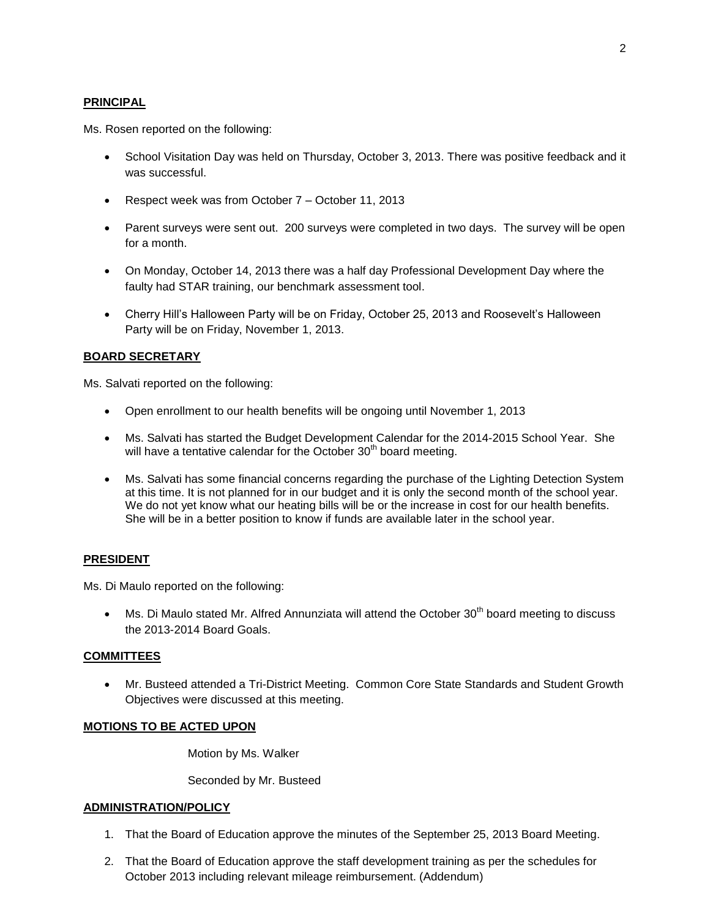## PRINCIPAL

Ms. Rosen reported on the following:

- School Visitation Day was held on Thursday, October 3, 2013. There was positive feedback and it was successful.
- Respect week was from October 7 – October 11, 2013
- Parent surveys were sent out. 200 surveys were completed in two days. The survey will be open for a month.
- On Monday, October 14, 2013 there was a half day Professional Development Day where the faulty had STAR training, our benchmark assessment tool.
- Cherry Hill's Halloween Party will be on Friday, October 25, 2013 and Roosevelt's Halloween Party will be on Friday, November 1, 2013.

## BOARD SECRETARY

Ms. Salvati reported on the following:

- Open enrollment to our health benefits will be ongoing until November 1, 2013
- Ms. Salvati has started the Budget Development Calendar for the 2014-2015 School Year. She will have a tentative calendar for the October 30th board meeting.
- Ms. Salvati has some financial concerns regarding the purchase of the Lighting Detection System at this time. It is not planned for in our budget and it is only the second month of the school year. We do not yet know what our heating bills will be or the increase in cost for our health benefits. She will be in a better position to know if funds are available later in the school year.

## PRESIDENT

Ms. Di Maulo reported on the following:

- Ms. Di Maulo stated Mr. Alfred Annunziata will attend the October 30th board meeting to discuss the 2013-2014 Board Goals.

## COMMITTEES

- Mr. Busteed attended a Tri-District Meeting. Common Core State Standards and Student Growth Objectives were discussed at this meeting.

## MOTIONS TO BE ACTED UPON

Motion by Ms. Walker

Seconded by Mr. Busteed

## ADMINISTRATION/POLICY

1. That the Board of Education approve the minutes of the September 25, 2013 Board Meeting.
2. That the Board of Education approve the staff development training as per the schedules for October 2013 including relevant mileage reimbursement. (Addendum)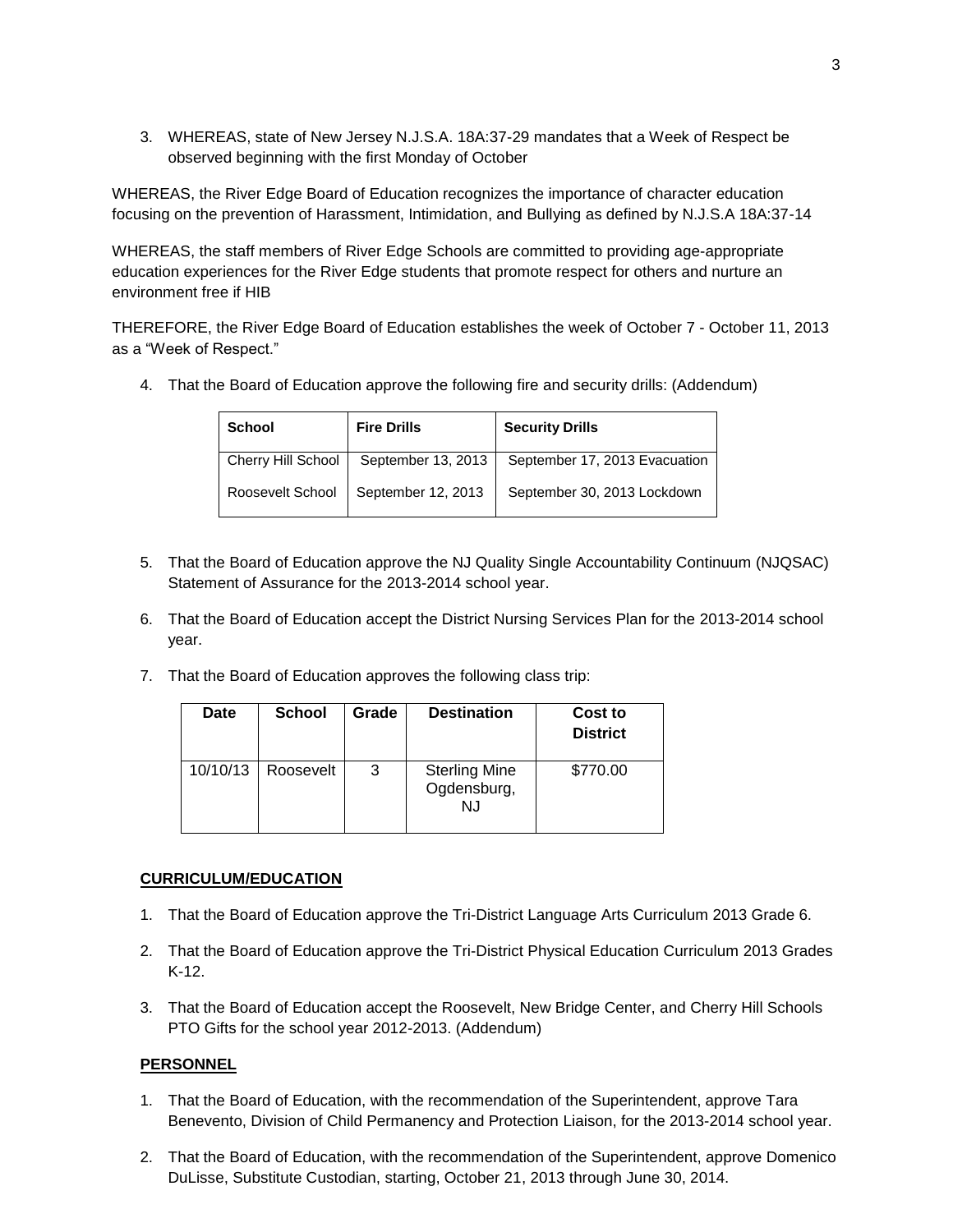3. WHEREAS, state of New Jersey N.J.S.A. 18A:37-29 mandates that a Week of Respect be observed beginning with the first Monday of October

WHEREAS, the River Edge Board of Education recognizes the importance of character education focusing on the prevention of Harassment, Intimidation, and Bullying as defined by N.J.S.A 18A:37-14

WHEREAS, the staff members of River Edge Schools are committed to providing age-appropriate education experiences for the River Edge students that promote respect for others and nurture an environment free if HIB

THEREFORE, the River Edge Board of Education establishes the week of October 7 - October 11, 2013 as a "Week of Respect."

4. That the Board of Education approve the following fire and security drills: (Addendum)

| School | Fire Drills | Security Drills |
|---|---|---|
| Cherry Hill School | September 13, 2013 | September 17, 2013 Evacuation |
| Roosevelt School | September 12, 2013 | September 30, 2013 Lockdown |

5. That the Board of Education approve the NJ Quality Single Accountability Continuum (NJQSAC) Statement of Assurance for the 2013-2014 school year.

6. That the Board of Education accept the District Nursing Services Plan for the 2013-2014 school year.

7. That the Board of Education approves the following class trip:

| Date | School | Grade | Destination | Cost to District |
|---|---|---|---|---|
| 10/10/13 | Roosevelt | 3 | Sterling Mine Ogdensburg, NJ | $770.00 |

**CURRICULUM/EDUCATION**

1. That the Board of Education approve the Tri-District Language Arts Curriculum 2013 Grade 6.

2. That the Board of Education approve the Tri-District Physical Education Curriculum 2013 Grades K-12.

3. That the Board of Education accept the Roosevelt, New Bridge Center, and Cherry Hill Schools PTO Gifts for the school year 2012-2013. (Addendum)

**PERSONNEL**

1. That the Board of Education, with the recommendation of the Superintendent, approve Tara Benevento, Division of Child Permanency and Protection Liaison, for the 2013-2014 school year.

2. That the Board of Education, with the recommendation of the Superintendent, approve Domenico DuLisse, Substitute Custodian, starting, October 21, 2013 through June 30, 2014.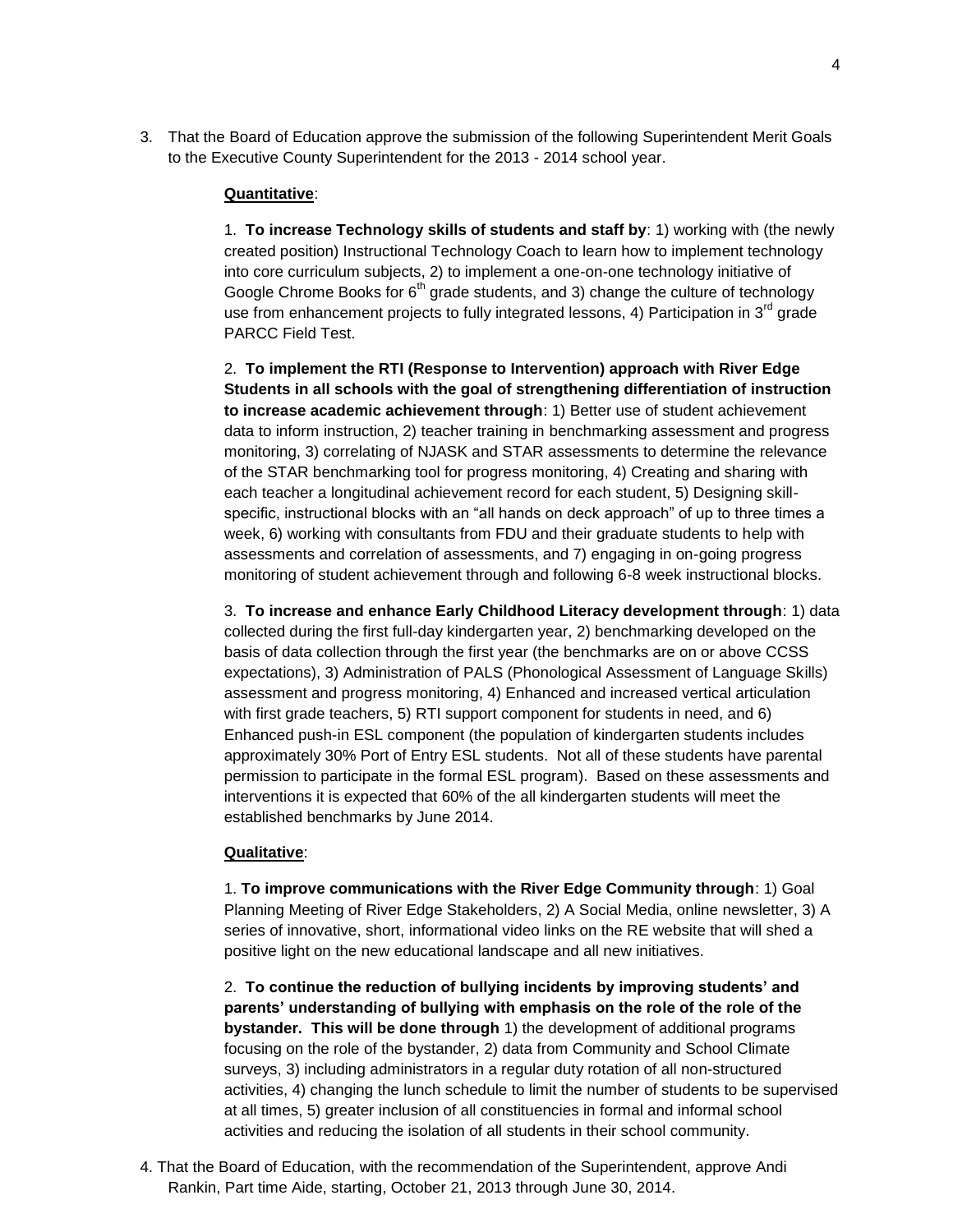3. That the Board of Education approve the submission of the following Superintendent Merit Goals to the Executive County Superintendent for the 2013 - 2014 school year.

**Quantitative**:

1. **To increase Technology skills of students and staff by**: 1) working with (the newly created position) Instructional Technology Coach to learn how to implement technology into core curriculum subjects, 2) to implement a one-on-one technology initiative of Google Chrome Books for 6th grade students, and 3) change the culture of technology use from enhancement projects to fully integrated lessons, 4) Participation in 3rd grade PARCC Field Test.

2. **To implement the RTI (Response to Intervention) approach with River Edge Students in all schools with the goal of strengthening differentiation of instruction to increase academic achievement through**: 1) Better use of student achievement data to inform instruction, 2) teacher training in benchmarking assessment and progress monitoring, 3) correlating of NJASK and STAR assessments to determine the relevance of the STAR benchmarking tool for progress monitoring, 4) Creating and sharing with each teacher a longitudinal achievement record for each student, 5) Designing skill-specific, instructional blocks with an "all hands on deck approach" of up to three times a week, 6) working with consultants from FDU and their graduate students to help with assessments and correlation of assessments, and 7) engaging in on-going progress monitoring of student achievement through and following 6-8 week instructional blocks.

3. **To increase and enhance Early Childhood Literacy development through**: 1) data collected during the first full-day kindergarten year, 2) benchmarking developed on the basis of data collection through the first year (the benchmarks are on or above CCSS expectations), 3) Administration of PALS (Phonological Assessment of Language Skills) assessment and progress monitoring, 4) Enhanced and increased vertical articulation with first grade teachers, 5) RTI support component for students in need, and 6) Enhanced push-in ESL component (the population of kindergarten students includes approximately 30% Port of Entry ESL students. Not all of these students have parental permission to participate in the formal ESL program). Based on these assessments and interventions it is expected that 60% of the all kindergarten students will meet the established benchmarks by June 2014.

**Qualitative**:

1. **To improve communications with the River Edge Community through**: 1) Goal Planning Meeting of River Edge Stakeholders, 2) A Social Media, online newsletter, 3) A series of innovative, short, informational video links on the RE website that will shed a positive light on the new educational landscape and all new initiatives.

2. **To continue the reduction of bullying incidents by improving students' and parents' understanding of bullying with emphasis on the role of the role of the bystander. This will be done through** 1) the development of additional programs focusing on the role of the bystander, 2) data from Community and School Climate surveys, 3) including administrators in a regular duty rotation of all non-structured activities, 4) changing the lunch schedule to limit the number of students to be supervised at all times, 5) greater inclusion of all constituencies in formal and informal school activities and reducing the isolation of all students in their school community.

4. That the Board of Education, with the recommendation of the Superintendent, approve Andi Rankin, Part time Aide, starting, October 21, 2013 through June 30, 2014.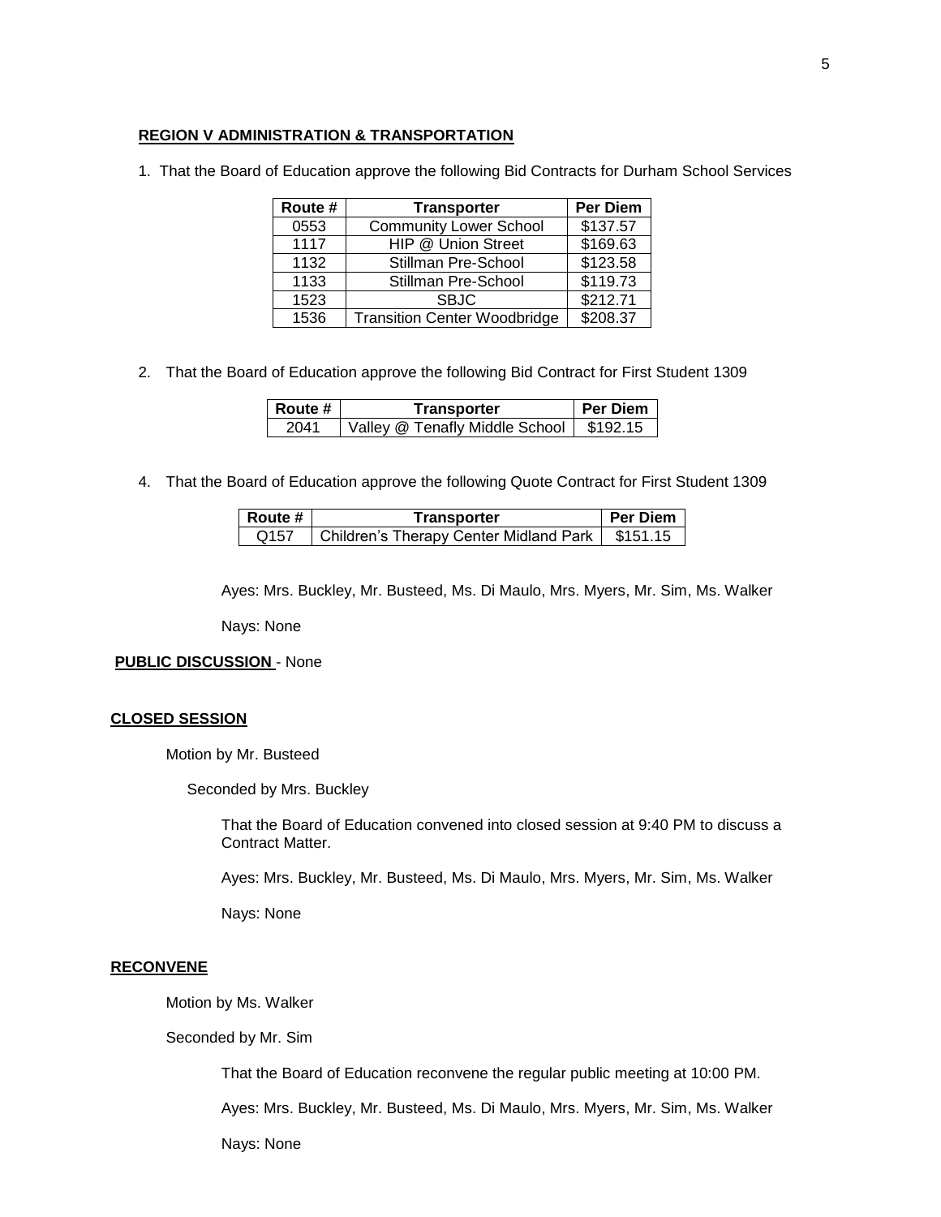**REGION V ADMINISTRATION & TRANSPORTATION**

1. That the Board of Education approve the following Bid Contracts for Durham School Services

| Route # | Transporter | Per Diem |
|---|---|---|
| 0553 | Community Lower School | $137.57 |
| 1117 | HIP @ Union Street | $169.63 |
| 1132 | Stillman Pre-School | $123.58 |
| 1133 | Stillman Pre-School | $119.73 |
| 1523 | SBJC | $212.71 |
| 1536 | Transition Center Woodbridge | $208.37 |

2. That the Board of Education approve the following Bid Contract for First Student 1309

| Route # | Transporter | Per Diem |
|---|---|---|
| 2041 | Valley @ Tenafly Middle School | $192.15 |

4. That the Board of Education approve the following Quote Contract for First Student 1309

| Route # | Transporter | Per Diem |
|---|---|---|
| Q157 | Children's Therapy Center Midland Park | $151.15 |

Ayes: Mrs. Buckley, Mr. Busteed, Ms. Di Maulo, Mrs. Myers, Mr. Sim, Ms. Walker

Nays: None

**PUBLIC DISCUSSION** - None

**CLOSED SESSION**

Motion by Mr. Busteed

Seconded by Mrs. Buckley

That the Board of Education convened into closed session at 9:40 PM to discuss a Contract Matter.

Ayes: Mrs. Buckley, Mr. Busteed, Ms. Di Maulo, Mrs. Myers, Mr. Sim, Ms. Walker

Nays: None

**RECONVENE**

Motion by Ms. Walker

Seconded by Mr. Sim

That the Board of Education reconvene the regular public meeting at 10:00 PM.

Ayes: Mrs. Buckley, Mr. Busteed, Ms. Di Maulo, Mrs. Myers, Mr. Sim, Ms. Walker

Nays: None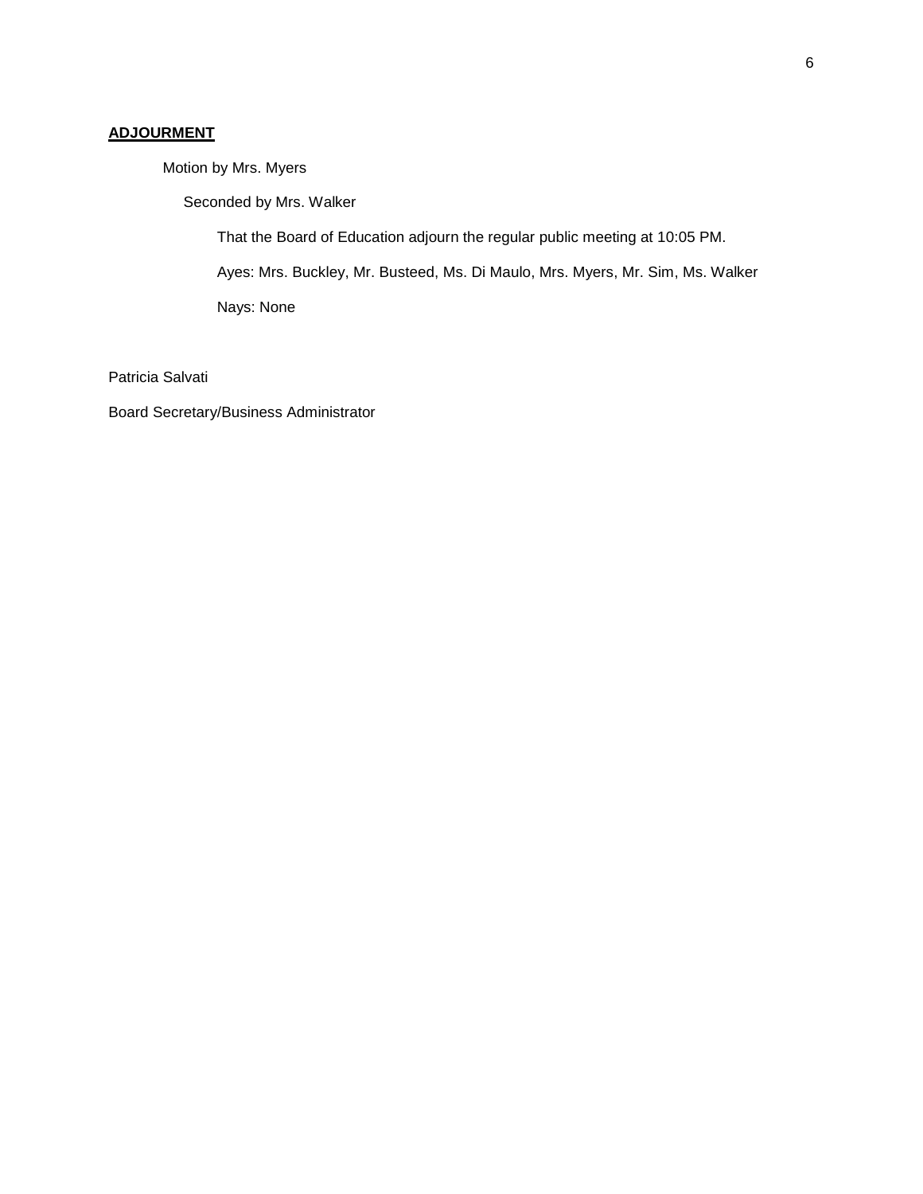## ADJOURMENT

Motion by Mrs. Myers

Seconded by Mrs. Walker

That the Board of Education adjourn the regular public meeting at 10:05 PM.

Ayes: Mrs. Buckley, Mr. Busteed, Ms. Di Maulo, Mrs. Myers, Mr. Sim, Ms. Walker

Nays: None

Patricia Salvati

Board Secretary/Business Administrator